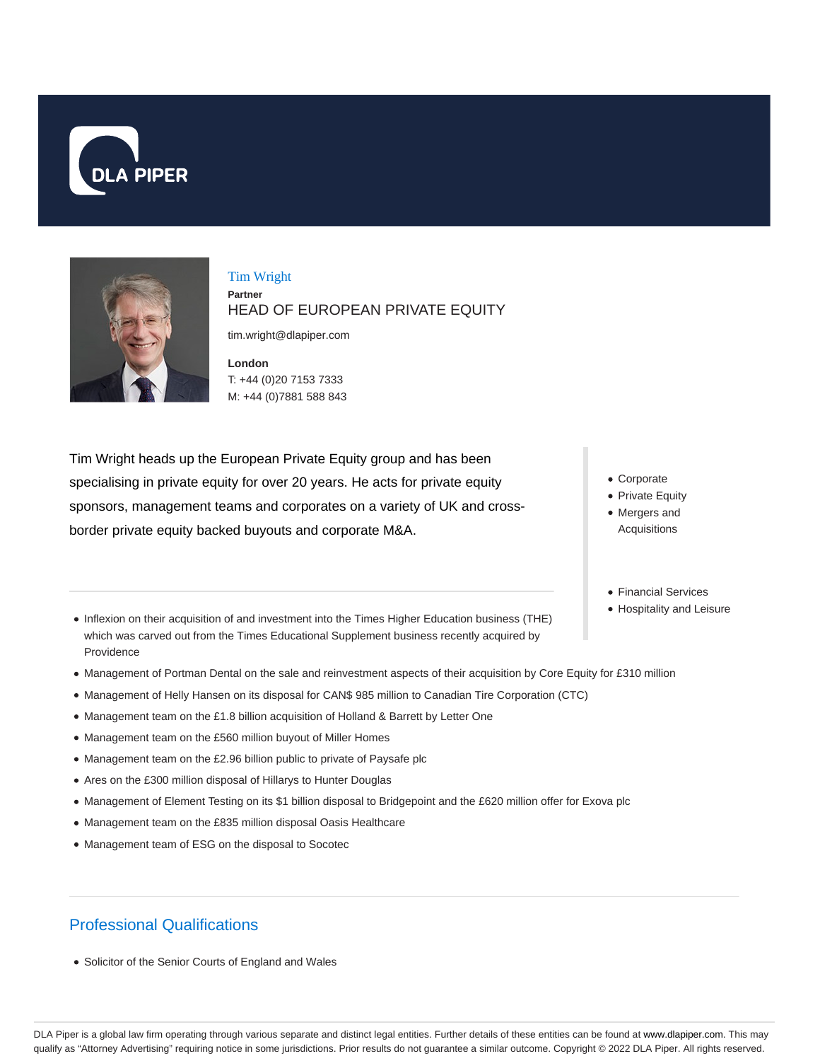# Tim Wright

**Partner**

HEAD OF EUROPEAN PRIVATE EQUITY

tim.wright@dlapiper.com

**London**

T: +44 (0)20 7153 7333

M: +44 (0)7881 588 843

Tim Wright heads up the European Private Equity group and has been specialising in private equity for over 20 years. He acts for private equity sponsors, management teams and corporates on a variety of UK and cross-border private equity backed buyouts and corporate M&A.

- Corporate
- Private Equity
- Mergers and Acquisitions

- Financial Services
- Hospitality and Leisure

- Inflexion on their acquisition of and investment into the Times Higher Education business (THE) which was carved out from the Times Educational Supplement business recently acquired by Providence
- Management of Portman Dental on the sale and reinvestment aspects of their acquisition by Core Equity for £310 million
- Management of Helly Hansen on its disposal for CAN$ 985 million to Canadian Tire Corporation (CTC)
- Management team on the £1.8 billion acquisition of Holland & Barrett by Letter One
- Management team on the £560 million buyout of Miller Homes
- Management team on the £2.96 billion public to private of Paysafe plc
- Ares on the £300 million disposal of Hillarys to Hunter Douglas
- Management of Element Testing on its $1 billion disposal to Bridgepoint and the £620 million offer for Exova plc
- Management team on the £835 million disposal Oasis Healthcare
- Management team of ESG on the disposal to Socotec

## Professional Qualifications

- Solicitor of the Senior Courts of England and Wales

DLA Piper is a global law firm operating through various separate and distinct legal entities. Further details of these entities can be found at www.dlapiper.com. This may qualify as "Attorney Advertising" requiring notice in some jurisdictions. Prior results do not guarantee a similar outcome. Copyright © 2022 DLA Piper. All rights reserved.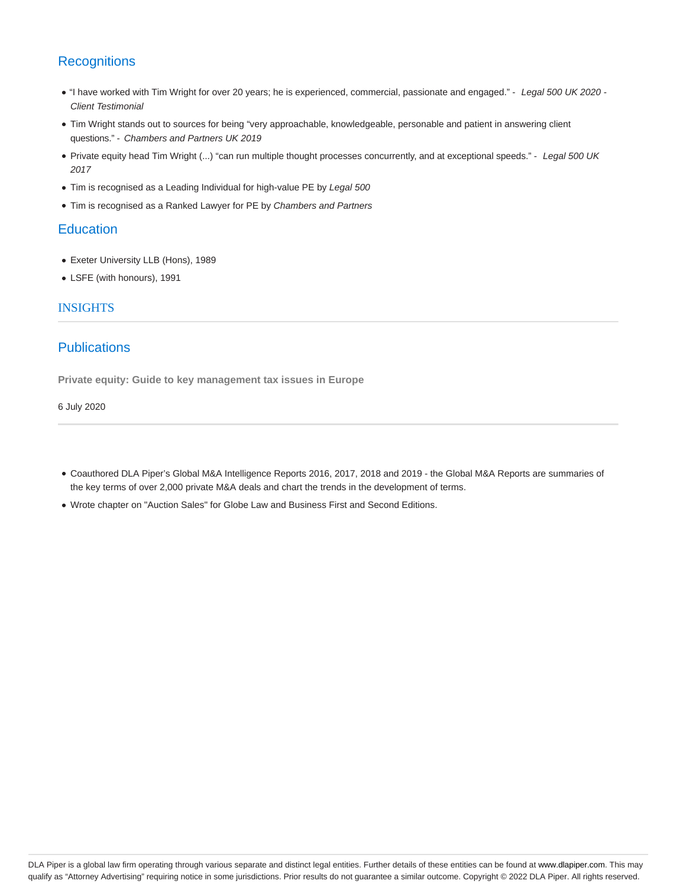## Recognitions

- "I have worked with Tim Wright for over 20 years; he is experienced, commercial, passionate and engaged." - *Legal 500 UK 2020 - Client Testimonial*
- Tim Wright stands out to sources for being "very approachable, knowledgeable, personable and patient in answering client questions." - *Chambers and Partners UK 2019*
- Private equity head Tim Wright (...) "can run multiple thought processes concurrently, and at exceptional speeds." - *Legal 500 UK 2017*
- Tim is recognised as a Leading Individual for high-value PE by *Legal 500*
- Tim is recognised as a Ranked Lawyer for PE by *Chambers and Partners*

## Education

- Exeter University LLB (Hons), 1989
- LSFE (with honours), 1991

## INSIGHTS

## Publications

**Private equity: Guide to key management tax issues in Europe**

6 July 2020

- Coauthored DLA Piper's Global M&A Intelligence Reports 2016, 2017, 2018 and 2019 - the Global M&A Reports are summaries of the key terms of over 2,000 private M&A deals and chart the trends in the development of terms.
- Wrote chapter on "Auction Sales" for Globe Law and Business First and Second Editions.

DLA Piper is a global law firm operating through various separate and distinct legal entities. Further details of these entities can be found at www.dlapiper.com. This may qualify as "Attorney Advertising" requiring notice in some jurisdictions. Prior results do not guarantee a similar outcome. Copyright © 2022 DLA Piper. All rights reserved.